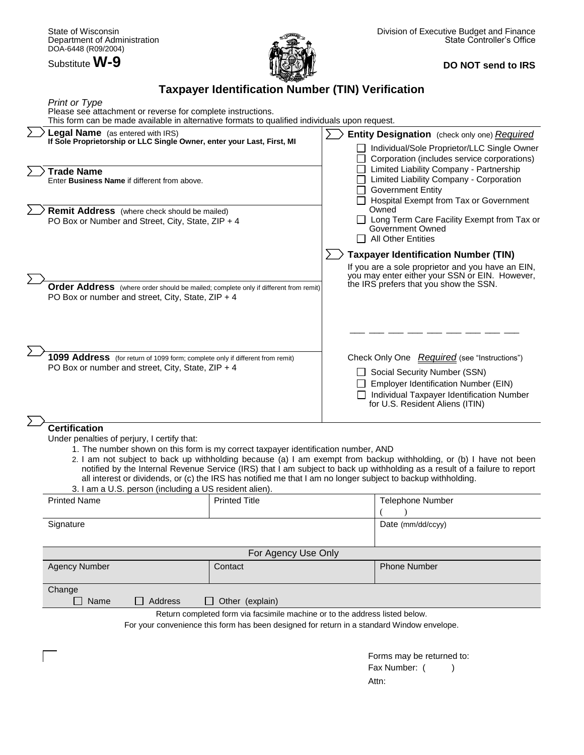State of Wisconsin
Department of Administration
DOA-6448 (R09/2004)

Substitute **W-9**

Division of Executive Budget and Finance
State Controller's Office

**DO NOT send to IRS**

# Taxpayer Identification Number (TIN) Verification

*Print or Type*
Please see attachment or reverse for complete instructions.
This form can be made available in alternative formats to qualified individuals upon request.

**Legal Name** (as entered with IRS)
**If Sole Proprietorship or LLC Single Owner, enter your Last, First, MI**

**Trade Name**
Enter **Business Name** if different from above.

**Remit Address** (where check should be mailed)
PO Box or Number and Street, City, State, ZIP + 4

**Order Address** (where order should be mailed; complete only if different from remit)
PO Box or number and street, City, State, ZIP + 4

**1099 Address** (for return of 1099 form; complete only if different from remit)
PO Box or number and street, City, State, ZIP + 4

**Entity Designation** (check only one) *Required*

- ☐ Individual/Sole Proprietor/LLC Single Owner
- ☐ Corporation (includes service corporations)
- ☐ Limited Liability Company - Partnership
- ☐ Limited Liability Company - Corporation
- ☐ Government Entity
- ☐ Hospital Exempt from Tax or Government Owned
- ☐ Long Term Care Facility Exempt from Tax or Government Owned
- ☐ All Other Entities

**Taxpayer Identification Number (TIN)**

If you are a sole proprietor and you have an EIN, you may enter either your SSN or EIN. However, the IRS prefers that you show the SSN.

___ ___ ___ ___ ___ ___ ___ ___ ___

Check Only One *Required* (see "Instructions")

- ☐ Social Security Number (SSN)
- ☐ Employer Identification Number (EIN)
- ☐ Individual Taxpayer Identification Number for U.S. Resident Aliens (ITIN)

**Certification**

Under penalties of perjury, I certify that:

1. The number shown on this form is my correct taxpayer identification number, AND
2. I am not subject to back up withholding because (a) I am exempt from backup withholding, or (b) I have not been notified by the Internal Revenue Service (IRS) that I am subject to back up withholding as a result of a failure to report all interest or dividends, or (c) the IRS has notified me that I am no longer subject to backup withholding.
3. I am a U.S. person (including a US resident alien).

| Printed Name | Printed Title | Telephone Number ( ) |
|---|---|---|
| Signature | | Date (mm/dd/ccyy) |

| For Agency Use Only | | |
|---|---|---|
| Agency Number | Contact | Phone Number |
| Change ☐ Name ☐ Address ☐ Other (explain) | | |

Return completed form via facsimile machine or to the address listed below.

For your convenience this form has been designed for return in a standard Window envelope.

Forms may be returned to:
Fax Number: ( )
Attn: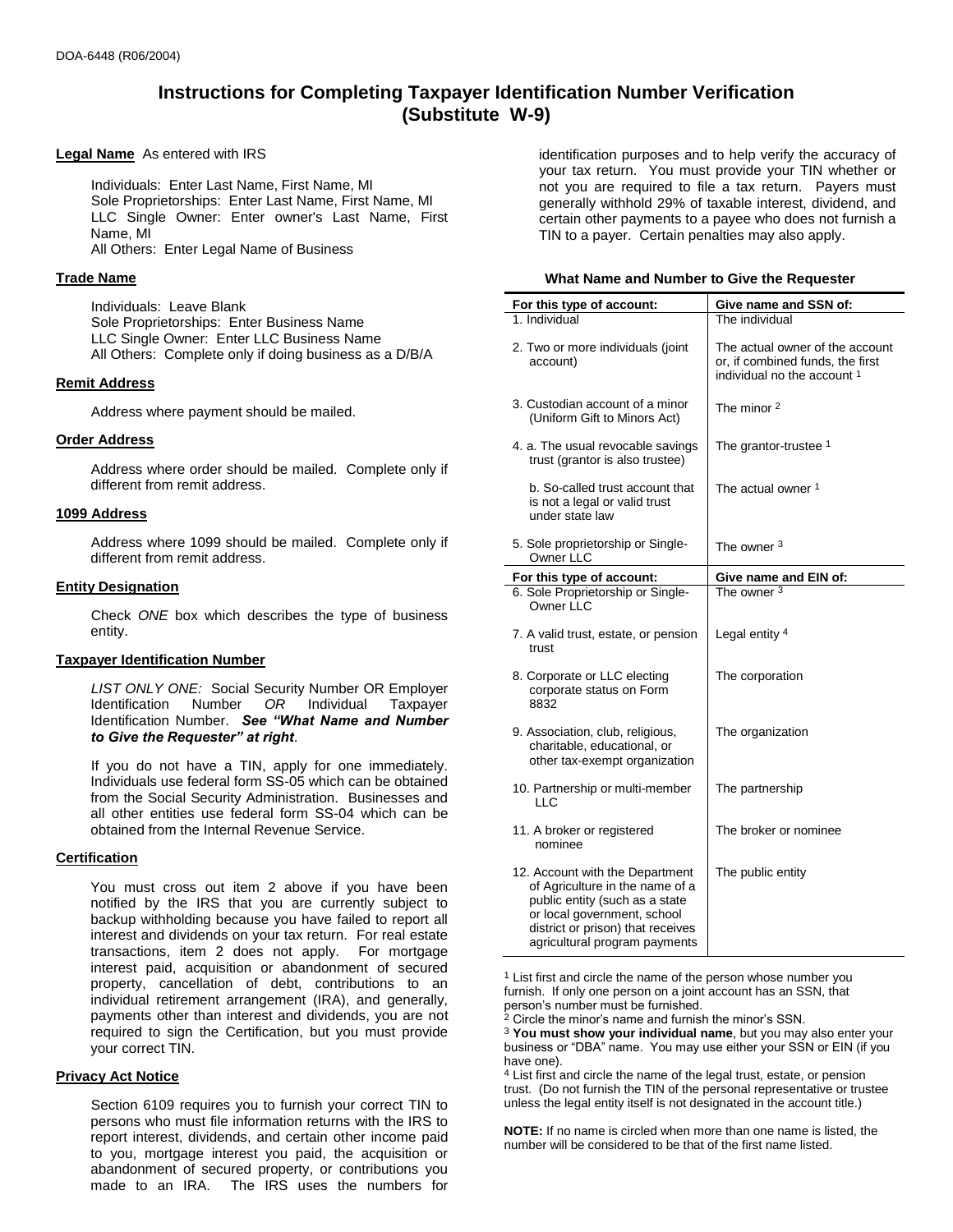DOA-6448 (R06/2004)

# Instructions for Completing Taxpayer Identification Number Verification (Substitute W-9)

### Legal Name

As entered with IRS

Individuals: Enter Last Name, First Name, MI
Sole Proprietorships: Enter Last Name, First Name, MI
LLC Single Owner: Enter owner's Last Name, First Name, MI
All Others: Enter Legal Name of Business

### Trade Name

Individuals: Leave Blank
Sole Proprietorships: Enter Business Name
LLC Single Owner: Enter LLC Business Name
All Others: Complete only if doing business as a D/B/A

### Remit Address

Address where payment should be mailed.

### Order Address

Address where order should be mailed. Complete only if different from remit address.

### 1099 Address

Address where 1099 should be mailed. Complete only if different from remit address.

### Entity Designation

Check *ONE* box which describes the type of business entity.

### Taxpayer Identification Number

*LIST ONLY ONE:* Social Security Number OR Employer Identification Number *OR* Individual Taxpayer Identification Number. ***See "What Name and Number to Give the Requester" at right***.

If you do not have a TIN, apply for one immediately. Individuals use federal form SS-05 which can be obtained from the Social Security Administration. Businesses and all other entities use federal form SS-04 which can be obtained from the Internal Revenue Service.

### Certification

You must cross out item 2 above if you have been notified by the IRS that you are currently subject to backup withholding because you have failed to report all interest and dividends on your tax return. For real estate transactions, item 2 does not apply. For mortgage interest paid, acquisition or abandonment of secured property, cancellation of debt, contributions to an individual retirement arrangement (IRA), and generally, payments other than interest and dividends, you are not required to sign the Certification, but you must provide your correct TIN.

### Privacy Act Notice

Section 6109 requires you to furnish your correct TIN to persons who must file information returns with the IRS to report interest, dividends, and certain other income paid to you, mortgage interest you paid, the acquisition or abandonment of secured property, or contributions you made to an IRA. The IRS uses the numbers for identification purposes and to help verify the accuracy of your tax return. You must provide your TIN whether or not you are required to file a tax return. Payers must generally withhold 29% of taxable interest, dividend, and certain other payments to a payee who does not furnish a TIN to a payer. Certain penalties may also apply.

**What Name and Number to Give the Requester**

| For this type of account: | Give name and SSN of: |
|---|---|
| 1. Individual | The individual |
| 2. Two or more individuals (joint account) | The actual owner of the account or, if combined funds, the first individual no the account [1] |
| 3. Custodian account of a minor (Uniform Gift to Minors Act) | The minor [2] |
| 4. a. The usual revocable savings trust (grantor is also trustee) | The grantor-trustee [1] |
| b. So-called trust account that is not a legal or valid trust under state law | The actual owner [1] |
| 5. Sole proprietorship or Single-Owner LLC | The owner [3] |
| **For this type of account:** | **Give name and EIN of:** |
| 6. Sole Proprietorship or Single-Owner LLC | The owner [3] |
| 7. A valid trust, estate, or pension trust | Legal entity [4] |
| 8. Corporate or LLC electing corporate status on Form 8832 | The corporation |
| 9. Association, club, religious, charitable, educational, or other tax-exempt organization | The organization |
| 10. Partnership or multi-member LLC | The partnership |
| 11. A broker or registered nominee | The broker or nominee |
| 12. Account with the Department of Agriculture in the name of a public entity (such as a state or local government, school district or prison) that receives agricultural program payments | The public entity |

[1] List first and circle the name of the person whose number you furnish. If only one person on a joint account has an SSN, that person's number must be furnished.
[2] Circle the minor's name and furnish the minor's SSN.
[3] **You must show your individual name**, but you may also enter your business or "DBA" name. You may use either your SSN or EIN (if you have one).
[4] List first and circle the name of the legal trust, estate, or pension trust. (Do not furnish the TIN of the personal representative or trustee unless the legal entity itself is not designated in the account title.)

**NOTE:** If no name is circled when more than one name is listed, the number will be considered to be that of the first name listed.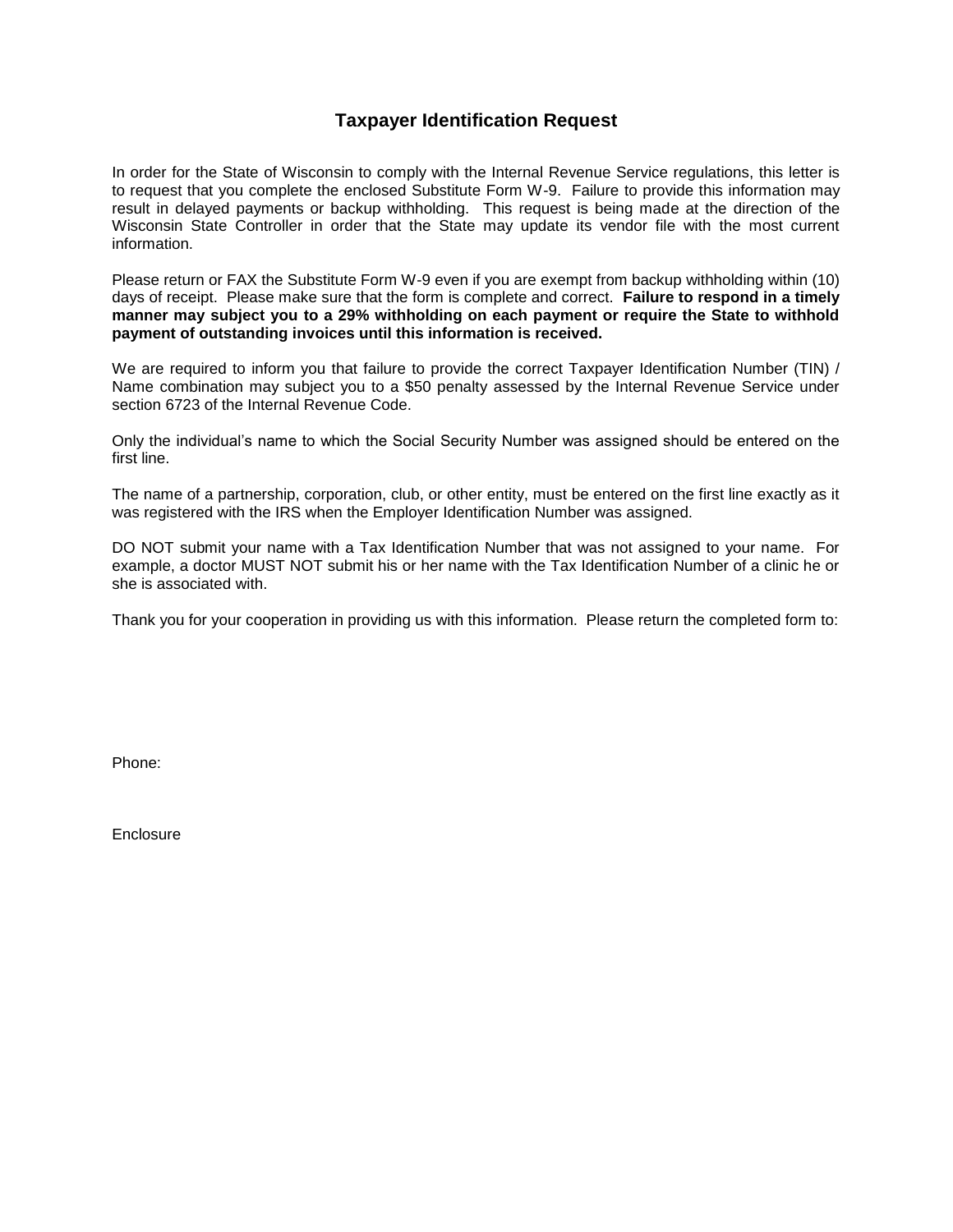## Taxpayer Identification Request

In order for the State of Wisconsin to comply with the Internal Revenue Service regulations, this letter is to request that you complete the enclosed Substitute Form W-9. Failure to provide this information may result in delayed payments or backup withholding. This request is being made at the direction of the Wisconsin State Controller in order that the State may update its vendor file with the most current information.

Please return or FAX the Substitute Form W-9 even if you are exempt from backup withholding within (10) days of receipt. Please make sure that the form is complete and correct. **Failure to respond in a timely manner may subject you to a 29% withholding on each payment or require the State to withhold payment of outstanding invoices until this information is received.**

We are required to inform you that failure to provide the correct Taxpayer Identification Number (TIN) / Name combination may subject you to a $50 penalty assessed by the Internal Revenue Service under section 6723 of the Internal Revenue Code.

Only the individual's name to which the Social Security Number was assigned should be entered on the first line.

The name of a partnership, corporation, club, or other entity, must be entered on the first line exactly as it was registered with the IRS when the Employer Identification Number was assigned.

DO NOT submit your name with a Tax Identification Number that was not assigned to your name. For example, a doctor MUST NOT submit his or her name with the Tax Identification Number of a clinic he or she is associated with.

Thank you for your cooperation in providing us with this information. Please return the completed form to:

Phone:

Enclosure